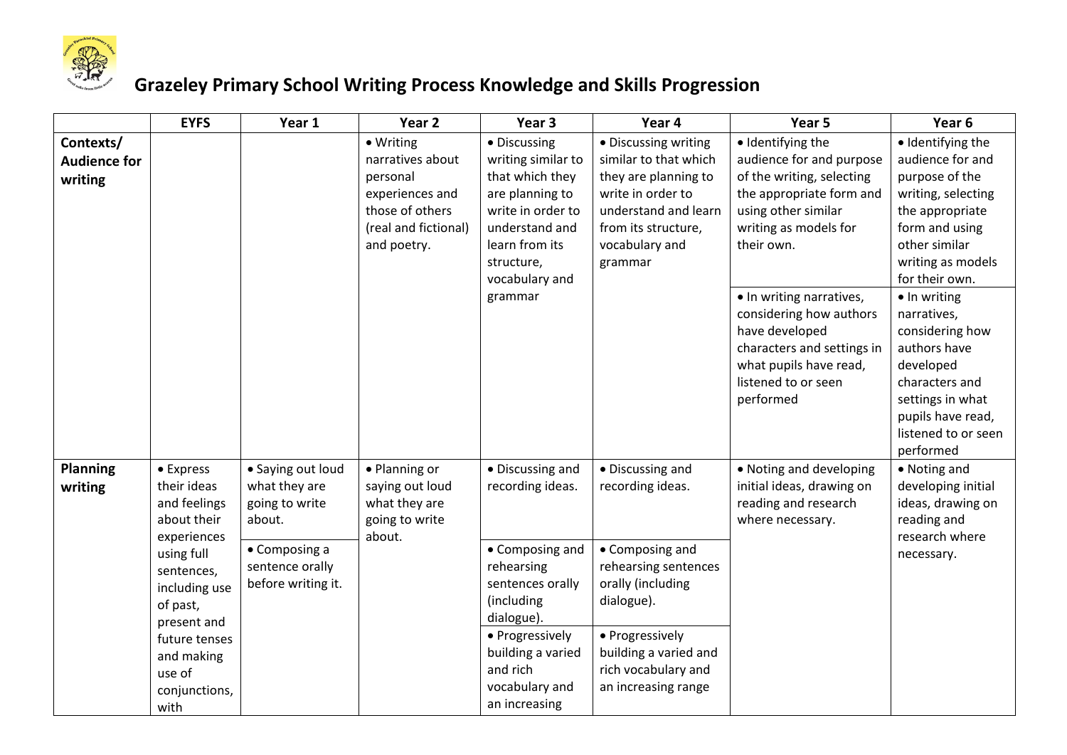# Grazeley Primary School Writing Process Knowledge and Skills Progression

| | EYFS | Year 1 | Year 2 | Year 3 | Year 4 | Year 5 | Year 6 |
|---|---|---|---|---|---|---|---|
| **Contexts/ Audience for writing** | | | • Writing narratives about personal experiences and those of others (real and fictional) and poetry. | • Discussing writing similar to that which they are planning to write in order to understand and learn from its structure, vocabulary and grammar | • Discussing writing similar to that which they are planning to write in order to understand and learn from its structure, vocabulary and grammar | • Identifying the audience for and purpose of the writing, selecting the appropriate form and using other similar writing as models for their own. | • Identifying the audience for and purpose of the writing, selecting the appropriate form and using other similar writing as models for their own. |
| | | | | | | • In writing narratives, considering how authors have developed characters and settings in what pupils have read, listened to or seen performed | • In writing narratives, considering how authors have developed characters and settings in what pupils have read, listened to or seen performed |
| **Planning writing** | • Express their ideas and feelings about their experiences using full sentences, including use of past, present and future tenses and making use of conjunctions, with | • Saying out loud what they are going to write about. | • Planning or saying out loud what they are going to write about. | • Discussing and recording ideas. | • Discussing and recording ideas. | • Noting and developing initial ideas, drawing on reading and research where necessary. | • Noting and developing initial ideas, drawing on reading and research where necessary. |
| | | • Composing a sentence orally before writing it. | | • Composing and rehearsing sentences orally (including dialogue). | • Composing and rehearsing sentences orally (including dialogue). | | |
| | | | | • Progressively building a varied and rich vocabulary and an increasing | • Progressively building a varied and rich vocabulary and an increasing range | | |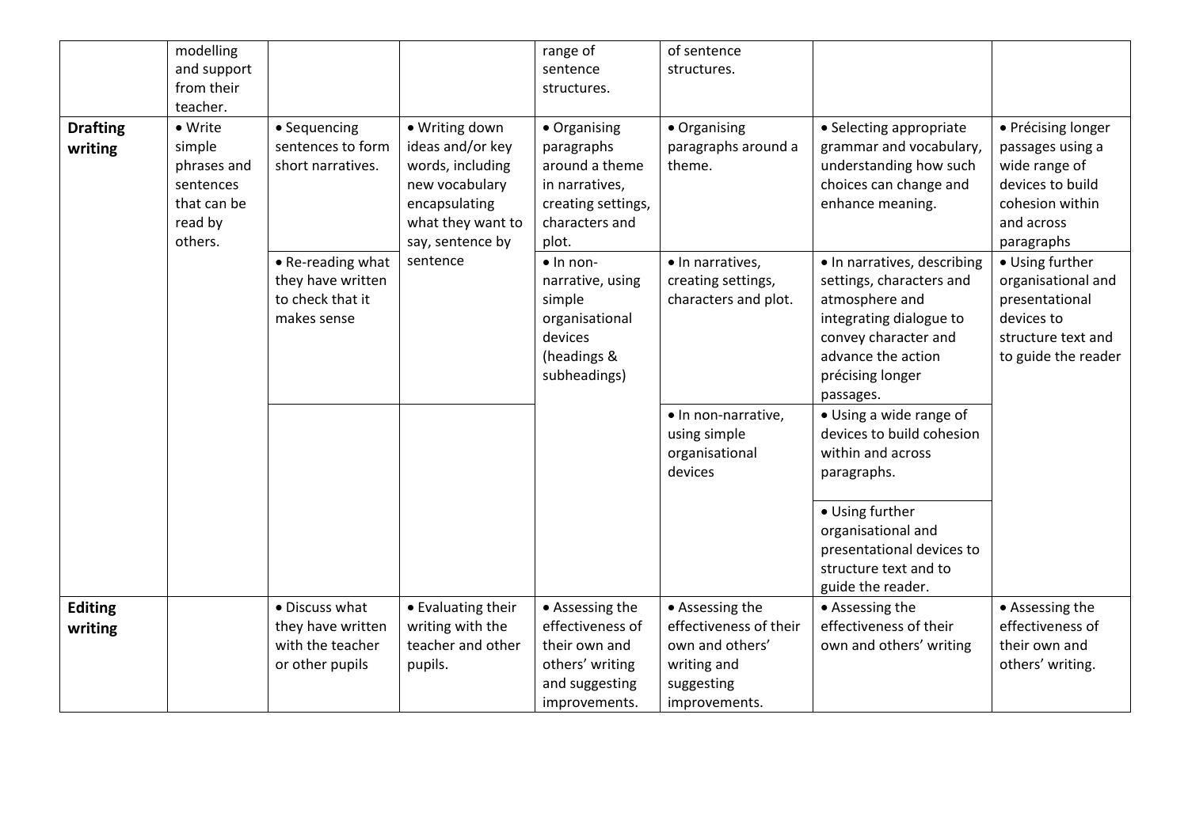| | | | | | | | |
|---|---|---|---|---|---|---|---|
| | modelling and support from their teacher. | | | range of sentence structures. | of sentence structures. | | |
| **Drafting writing** | • Write simple phrases and sentences that can be read by others. | • Sequencing sentences to form short narratives. | • Writing down ideas and/or key words, including new vocabulary encapsulating what they want to say, sentence by sentence | • Organising paragraphs around a theme in narratives, creating settings, characters and plot. | • Organising paragraphs around a theme. | • Selecting appropriate grammar and vocabulary, understanding how such choices can change and enhance meaning. | • Précising longer passages using a wide range of devices to build cohesion within and across paragraphs |
| | | • Re-reading what they have written to check that it makes sense | | • In non-narrative, using simple organisational devices (headings & subheadings) | • In narratives, creating settings, characters and plot. | • In narratives, describing settings, characters and atmosphere and integrating dialogue to convey character and advance the action précising longer passages. | • Using further organisational and presentational devices to structure text and to guide the reader |
| | | | | | • In non-narrative, using simple organisational devices | • Using a wide range of devices to build cohesion within and across paragraphs. | |
| | | | | | | • Using further organisational and presentational devices to structure text and to guide the reader. | |
| **Editing writing** | | • Discuss what they have written with the teacher or other pupils | • Evaluating their writing with the teacher and other pupils. | • Assessing the effectiveness of their own and others' writing and suggesting improvements. | • Assessing the effectiveness of their own and others' writing and suggesting improvements. | • Assessing the effectiveness of their own and others' writing | • Assessing the effectiveness of their own and others' writing. |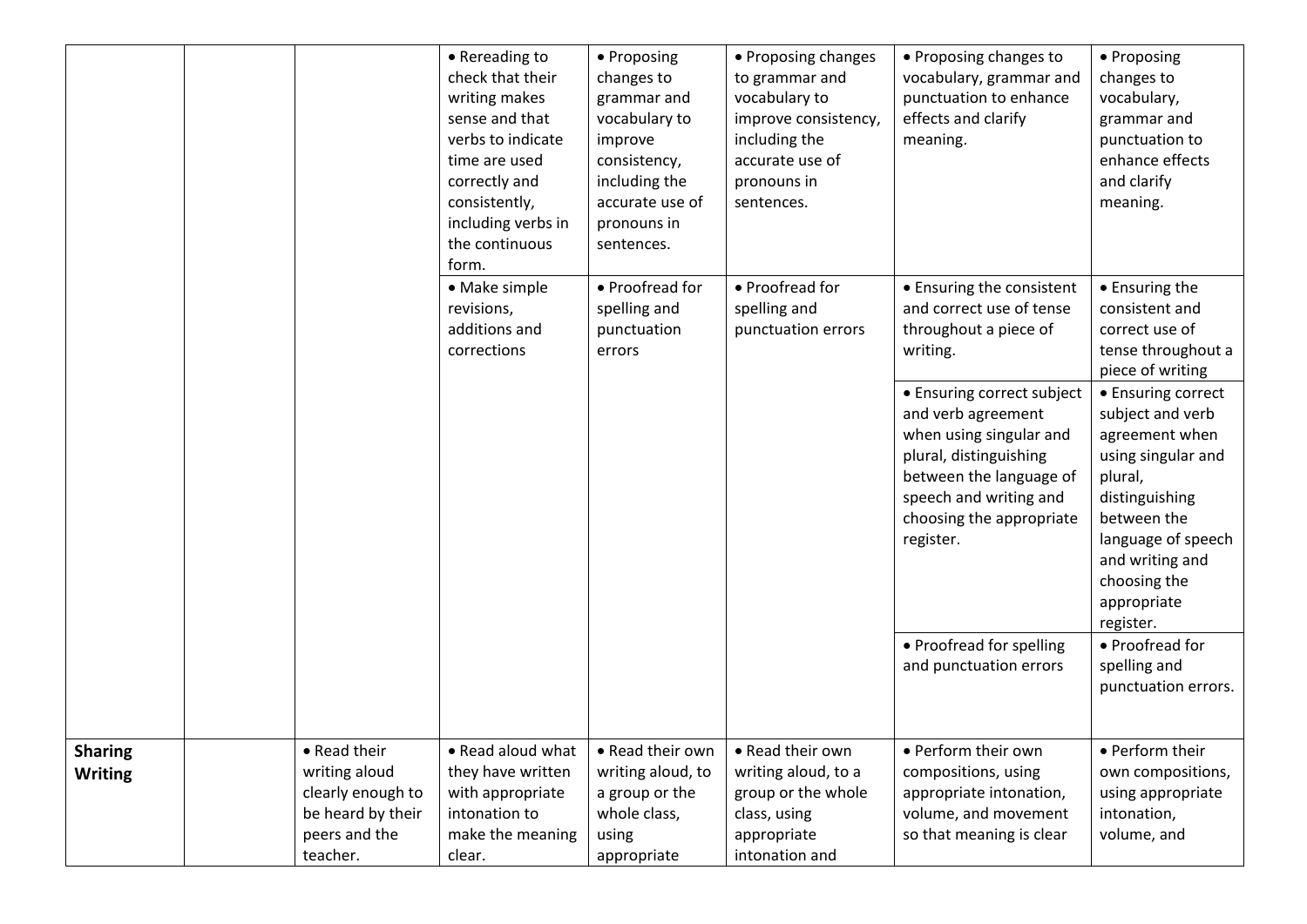| | | | | | | | |
|---|---|---|---|---|---|---|---|
| | | | • Rereading to check that their writing makes sense and that verbs to indicate time are used correctly and consistently, including verbs in the continuous form. | • Proposing changes to grammar and vocabulary to improve consistency, including the accurate use of pronouns in sentences. | • Proposing changes to grammar and vocabulary to improve consistency, including the accurate use of pronouns in sentences. | • Proposing changes to vocabulary, grammar and punctuation to enhance effects and clarify meaning. | • Proposing changes to vocabulary, grammar and punctuation to enhance effects and clarify meaning. |
| | | | • Make simple revisions, additions and corrections | • Proofread for spelling and punctuation errors | • Proofread for spelling and punctuation errors | • Ensuring the consistent and correct use of tense throughout a piece of writing. | • Ensuring the consistent and correct use of tense throughout a piece of writing |
| | | | | | | • Ensuring correct subject and verb agreement when using singular and plural, distinguishing between the language of speech and writing and choosing the appropriate register. | • Ensuring correct subject and verb agreement when using singular and plural, distinguishing between the language of speech and writing and choosing the appropriate register. |
| | | | | | | • Proofread for spelling and punctuation errors | • Proofread for spelling and punctuation errors. |
| **Sharing Writing** | | • Read their writing aloud clearly enough to be heard by their peers and the teacher. | • Read aloud what they have written with appropriate intonation to make the meaning clear. | • Read their own writing aloud, to a group or the whole class, using appropriate | • Read their own writing aloud, to a group or the whole class, using appropriate intonation and | • Perform their own compositions, using appropriate intonation, volume, and movement so that meaning is clear | • Perform their own compositions, using appropriate intonation, volume, and |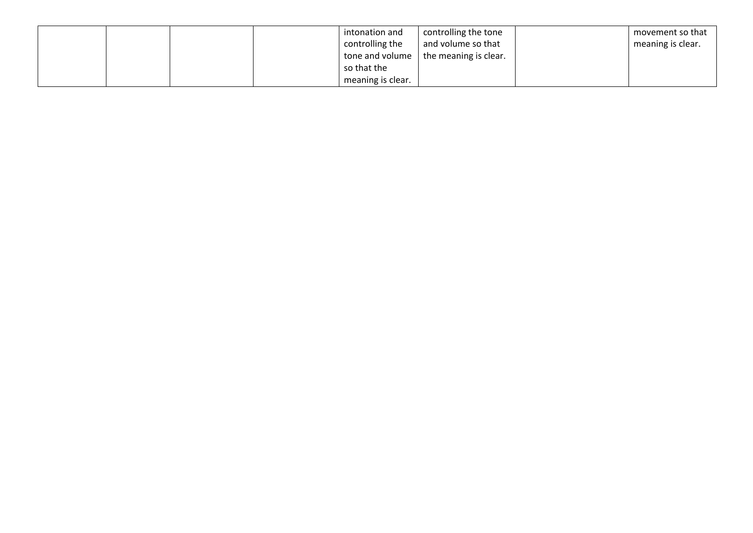| | | | | | | | |
|---|---|---|---|---|---|---|---|
| | | | | intonation and controlling the tone and volume so that the meaning is clear. | controlling the tone and volume so that the meaning is clear. | | movement so that meaning is clear. |